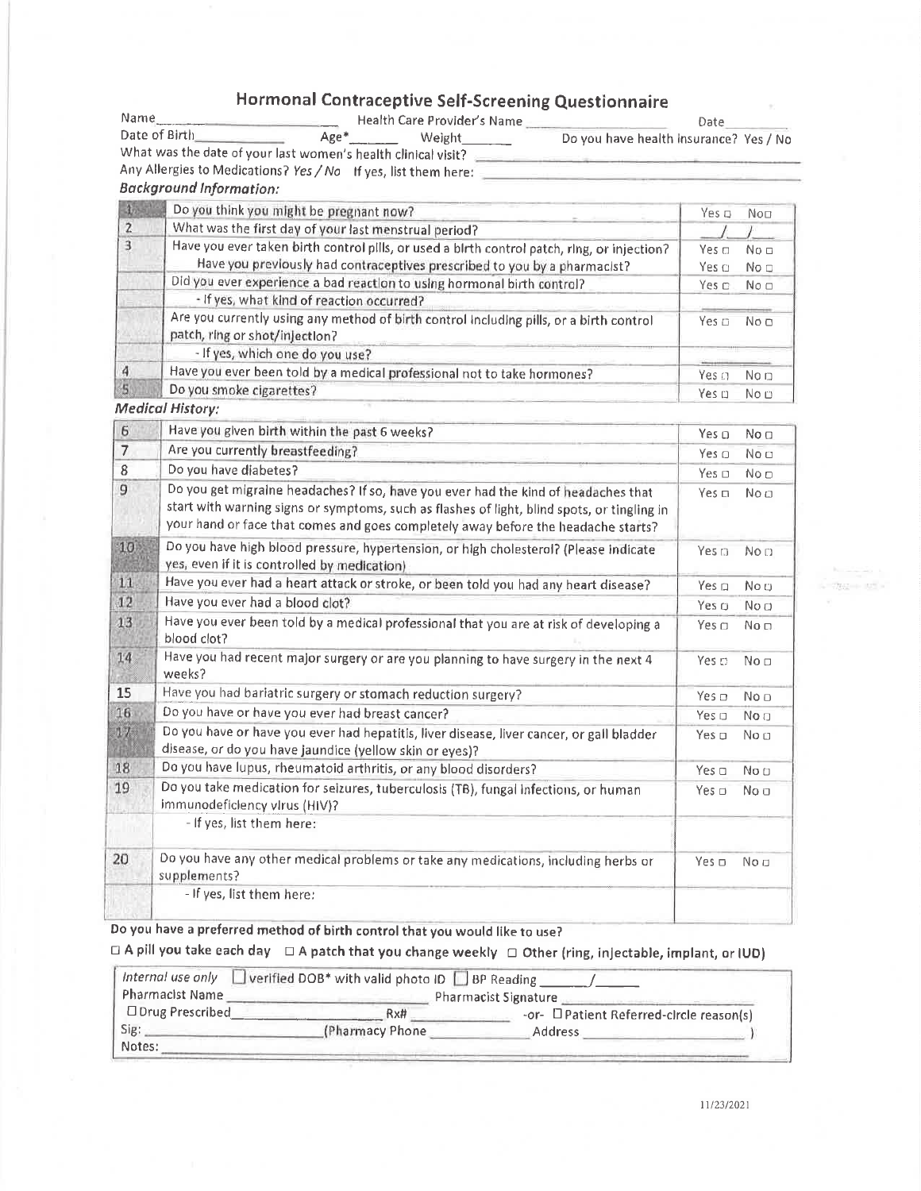# Hormonal Contraceptive Self-Screening Questionnaire

Name______________________ Health Care Provider's Name ______________________ Date________

Date of Birth__________ Age*______ Weight______ Do you have health insurance? Yes / No

What was the date of your last women's health clinical visit? ______________________

Any Allergies to Medications? *Yes / No* If yes, list them here: ______________________

***Background Information:***

| # | Question | Answer |
|---|---|---|
| 1 | Do you think you might be pregnant now? | Yes ☐ No☐ |
| 2 | What was the first day of your last menstrual period? | ___/___/___ |
| 3 | Have you ever taken birth control pills, or used a birth control patch, ring, or injection? | Yes ☐ No ☐ |
| | Have you previously had contraceptives prescribed to you by a pharmacist? | Yes ☐ No ☐ |
| | Did you ever experience a bad reaction to using hormonal birth control? | Yes ☐ No ☐ |
| | - If yes, what kind of reaction occurred? | |
| | Are you currently using any method of birth control including pills, or a birth control patch, ring or shot/injection? | Yes ☐ No ☐ |
| | - If yes, which one do you use? | |
| 4 | Have you ever been told by a medical professional not to take hormones? | Yes ☐ No ☐ |
| 5 | Do you smoke cigarettes? | Yes ☐ No ☐ |

***Medical History:***

| # | Question | Answer |
|---|---|---|
| 6 | Have you given birth within the past 6 weeks? | Yes ☐ No ☐ |
| 7 | Are you currently breastfeeding? | Yes ☐ No ☐ |
| 8 | Do you have diabetes? | Yes ☐ No ☐ |
| 9 | Do you get migraine headaches? If so, have you ever had the kind of headaches that start with warning signs or symptoms, such as flashes of light, blind spots, or tingling in your hand or face that comes and goes completely away before the headache starts? | Yes ☐ No ☐ |
| 10 | Do you have high blood pressure, hypertension, or high cholesterol? (Please indicate yes, even if it is controlled by medication) | Yes ☐ No ☐ |
| 11 | Have you ever had a heart attack or stroke, or been told you had any heart disease? | Yes ☐ No ☐ |
| 12 | Have you ever had a blood clot? | Yes ☐ No ☐ |
| 13 | Have you ever been told by a medical professional that you are at risk of developing a blood clot? | Yes ☐ No ☐ |
| 14 | Have you had recent major surgery or are you planning to have surgery in the next 4 weeks? | Yes ☐ No ☐ |
| 15 | Have you had bariatric surgery or stomach reduction surgery? | Yes ☐ No ☐ |
| 16 | Do you have or have you ever had breast cancer? | Yes ☐ No ☐ |
| 17 | Do you have or have you ever had hepatitis, liver disease, liver cancer, or gall bladder disease, or do you have jaundice (yellow skin or eyes)? | Yes ☐ No ☐ |
| 18 | Do you have lupus, rheumatoid arthritis, or any blood disorders? | Yes ☐ No ☐ |
| 19 | Do you take medication for seizures, tuberculosis (TB), fungal infections, or human immunodeficiency virus (HIV)? | Yes ☐ No ☐ |
| | - If yes, list them here: | |
| 20 | Do you have any other medical problems or take any medications, including herbs or supplements? | Yes ☐ No ☐ |
| | - If yes, list them here: | |

**Do you have a preferred method of birth control that you would like to use?**

**☐ A pill you take each day ☐ A patch that you change weekly ☐ Other (ring, injectable, implant, or IUD)**

*Internal use only* ☐ verified DOB* with valid photo ID ☐ BP Reading ______/______

Pharmacist Name ______________________ Pharmacist Signature ______________________

☐ Drug Prescribed______________________ Rx# __________ -or- ☐ Patient Referred-circle reason(s)

Sig: ______________________ (Pharmacy Phone ______________ Address ______________________ )

Notes: ______________________

11/23/2021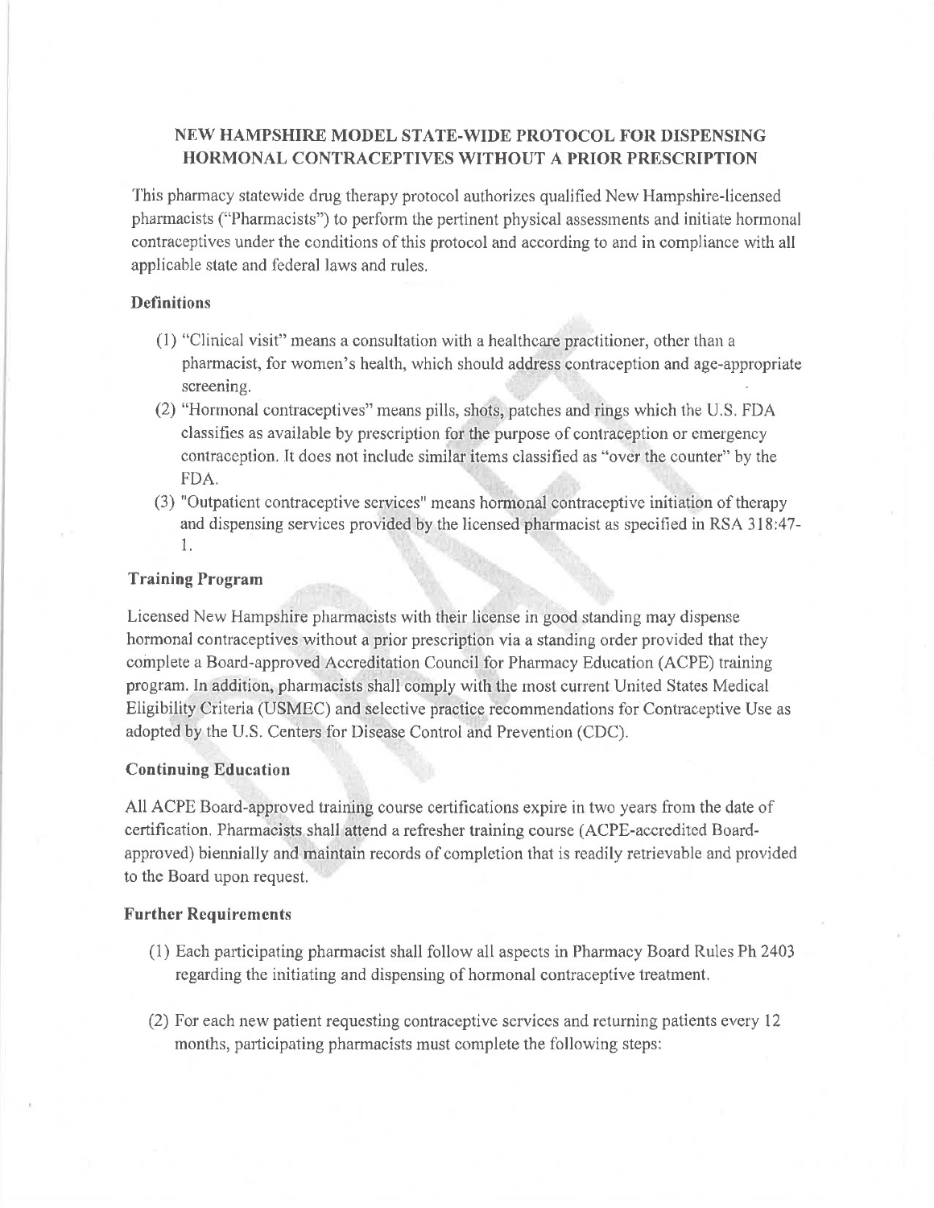## NEW HAMPSHIRE MODEL STATE-WIDE PROTOCOL FOR DISPENSING HORMONAL CONTRACEPTIVES WITHOUT A PRIOR PRESCRIPTION

This pharmacy statewide drug therapy protocol authorizes qualified New Hampshire-licensed pharmacists ("Pharmacists") to perform the pertinent physical assessments and initiate hormonal contraceptives under the conditions of this protocol and according to and in compliance with all applicable state and federal laws and rules.

### Definitions

(1) "Clinical visit" means a consultation with a healthcare practitioner, other than a pharmacist, for women's health, which should address contraception and age-appropriate screening.

(2) "Hormonal contraceptives" means pills, shots, patches and rings which the U.S. FDA classifies as available by prescription for the purpose of contraception or emergency contraception. It does not include similar items classified as "over the counter" by the FDA.

(3) "Outpatient contraceptive services" means hormonal contraceptive initiation of therapy and dispensing services provided by the licensed pharmacist as specified in RSA 318:47-1.

### Training Program

Licensed New Hampshire pharmacists with their license in good standing may dispense hormonal contraceptives without a prior prescription via a standing order provided that they complete a Board-approved Accreditation Council for Pharmacy Education (ACPE) training program. In addition, pharmacists shall comply with the most current United States Medical Eligibility Criteria (USMEC) and selective practice recommendations for Contraceptive Use as adopted by the U.S. Centers for Disease Control and Prevention (CDC).

### Continuing Education

All ACPE Board-approved training course certifications expire in two years from the date of certification. Pharmacists shall attend a refresher training course (ACPE-accredited Board-approved) biennially and maintain records of completion that is readily retrievable and provided to the Board upon request.

### Further Requirements

(1) Each participating pharmacist shall follow all aspects in Pharmacy Board Rules Ph 2403 regarding the initiating and dispensing of hormonal contraceptive treatment.

(2) For each new patient requesting contraceptive services and returning patients every 12 months, participating pharmacists must complete the following steps: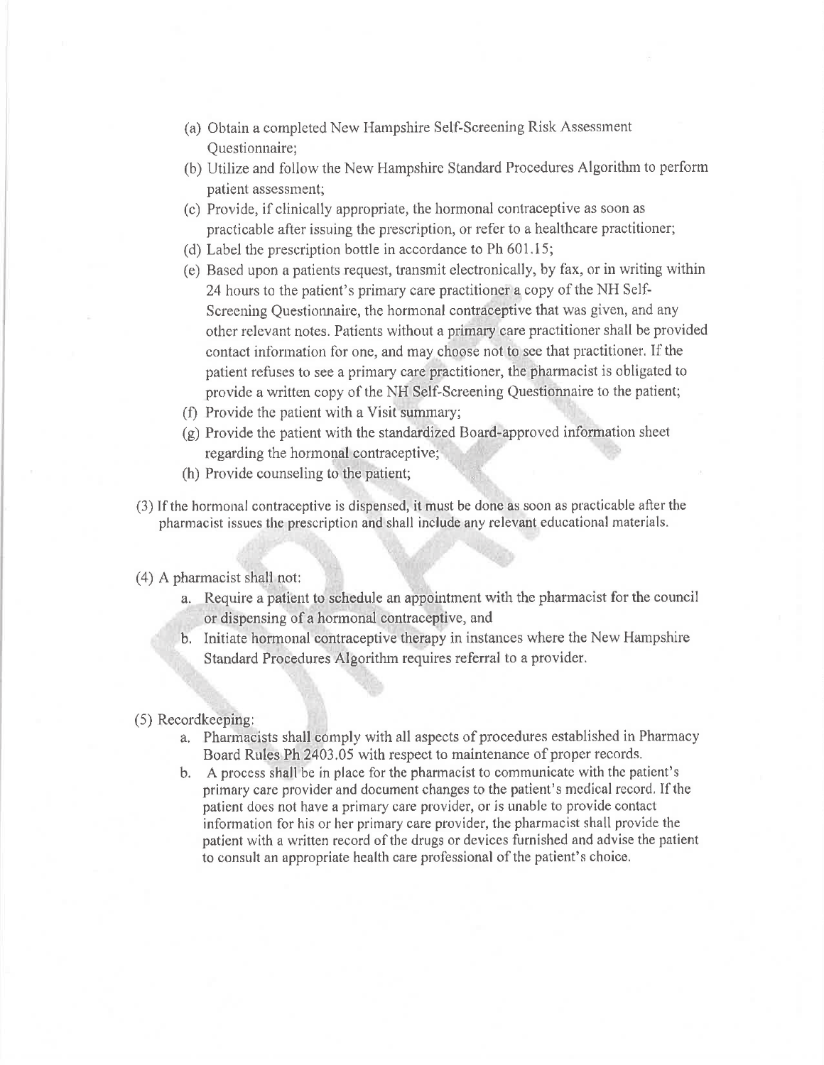(a) Obtain a completed New Hampshire Self-Screening Risk Assessment Questionnaire;

(b) Utilize and follow the New Hampshire Standard Procedures Algorithm to perform patient assessment;

(c) Provide, if clinically appropriate, the hormonal contraceptive as soon as practicable after issuing the prescription, or refer to a healthcare practitioner;

(d) Label the prescription bottle in accordance to Ph 601.15;

(e) Based upon a patients request, transmit electronically, by fax, or in writing within 24 hours to the patient's primary care practitioner a copy of the NH Self-Screening Questionnaire, the hormonal contraceptive that was given, and any other relevant notes. Patients without a primary care practitioner shall be provided contact information for one, and may choose not to see that practitioner. If the patient refuses to see a primary care practitioner, the pharmacist is obligated to provide a written copy of the NH Self-Screening Questionnaire to the patient;

(f) Provide the patient with a Visit summary;

(g) Provide the patient with the standardized Board-approved information sheet regarding the hormonal contraceptive;

(h) Provide counseling to the patient;

(3) If the hormonal contraceptive is dispensed, it must be done as soon as practicable after the pharmacist issues the prescription and shall include any relevant educational materials.

(4) A pharmacist shall not:

a. Require a patient to schedule an appointment with the pharmacist for the council or dispensing of a hormonal contraceptive, and

b. Initiate hormonal contraceptive therapy in instances where the New Hampshire Standard Procedures Algorithm requires referral to a provider.

(5) Recordkeeping:

a. Pharmacists shall comply with all aspects of procedures established in Pharmacy Board Rules Ph 2403.05 with respect to maintenance of proper records.

b. A process shall be in place for the pharmacist to communicate with the patient's primary care provider and document changes to the patient's medical record. If the patient does not have a primary care provider, or is unable to provide contact information for his or her primary care provider, the pharmacist shall provide the patient with a written record of the drugs or devices furnished and advise the patient to consult an appropriate health care professional of the patient's choice.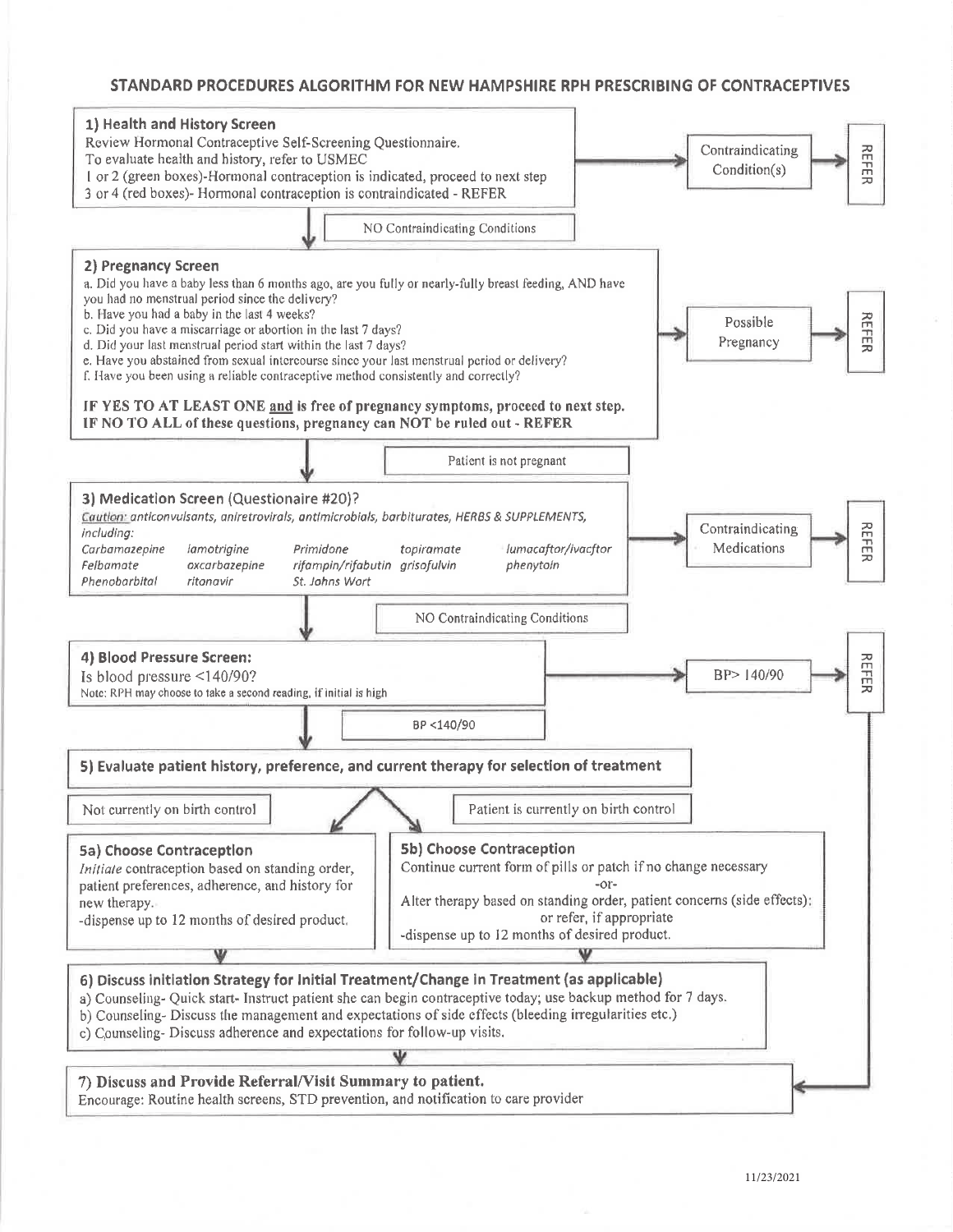# STANDARD PROCEDURES ALGORITHM FOR NEW HAMPSHIRE RPH PRESCRIBING OF CONTRACEPTIVES

## 1) Health and History Screen

Review Hormonal Contraceptive Self-Screening Questionnaire.
To evaluate health and history, refer to USMEC
1 or 2 (green boxes)-Hormonal contraception is indicated, proceed to next step
3 or 4 (red boxes)- Hormonal contraception is contraindicated - REFER

→ Contraindicating Condition(s) → REFER

↓ NO Contraindicating Conditions

## 2) Pregnancy Screen

a. Did you have a baby less than 6 months ago, are you fully or nearly-fully breast feeding, AND have you had no menstrual period since the delivery?
b. Have you had a baby in the last 4 weeks?
c. Did you have a miscarriage or abortion in the last 7 days?
d. Did your last menstrual period start within the last 7 days?
e. Have you abstained from sexual intercourse since your last menstrual period or delivery?
f. Have you been using a reliable contraceptive method consistently and correctly?

**IF YES TO AT LEAST ONE and is free of pregnancy symptoms, proceed to next step.**
**IF NO TO ALL of these questions, pregnancy can NOT be ruled out - REFER**

→ Possible Pregnancy → REFER

↓ Patient is not pregnant

## 3) Medication Screen (Questionaire #20)?

*Caution: anticonvulsants, antiretrovirals, antimicrobials, barbiturates, HERBS & SUPPLEMENTS, including:*

*Carbamazepine, lamotrigine, Primidone, topiramate, lumacaftor/ivacftor, Felbamate, oxcarbazepine, rifampin/rifabutin, grisofulvin, phenytoin, Phenobarbital, ritonavir, St. Johns Wort*

→ Contraindicating Medications → REFER

↓ NO Contraindicating Conditions

## 4) Blood Pressure Screen:

Is blood pressure <140/90?
Note: RPH may choose to take a second reading, if initial is high

→ BP> 140/90 → REFER → (to step 7)

↓ BP <140/90

## 5) Evaluate patient history, preference, and current therapy for selection of treatment

Not currently on birth control → 5a
Patient is currently on birth control → 5b

### 5a) Choose Contraception

*Initiate* contraception based on standing order, patient preferences, adherence, and history for new therapy.
-dispense up to 12 months of desired product.

### 5b) Choose Contraception

Continue current form of pills or patch if no change necessary
-or-
Alter therapy based on standing order, patient concerns (side effects); or refer, if appropriate
-dispense up to 12 months of desired product.

## 6) Discuss Initiation Strategy for Initial Treatment/Change in Treatment (as applicable)

a) Counseling- Quick start- Instruct patient she can begin contraceptive today; use backup method for 7 days.
b) Counseling- Discuss the management and expectations of side effects (bleeding irregularities etc.)
c) Counseling- Discuss adherence and expectations for follow-up visits.

## 7) Discuss and Provide Referral/Visit Summary to patient.

Encourage: Routine health screens, STD prevention, and notification to care provider

11/23/2021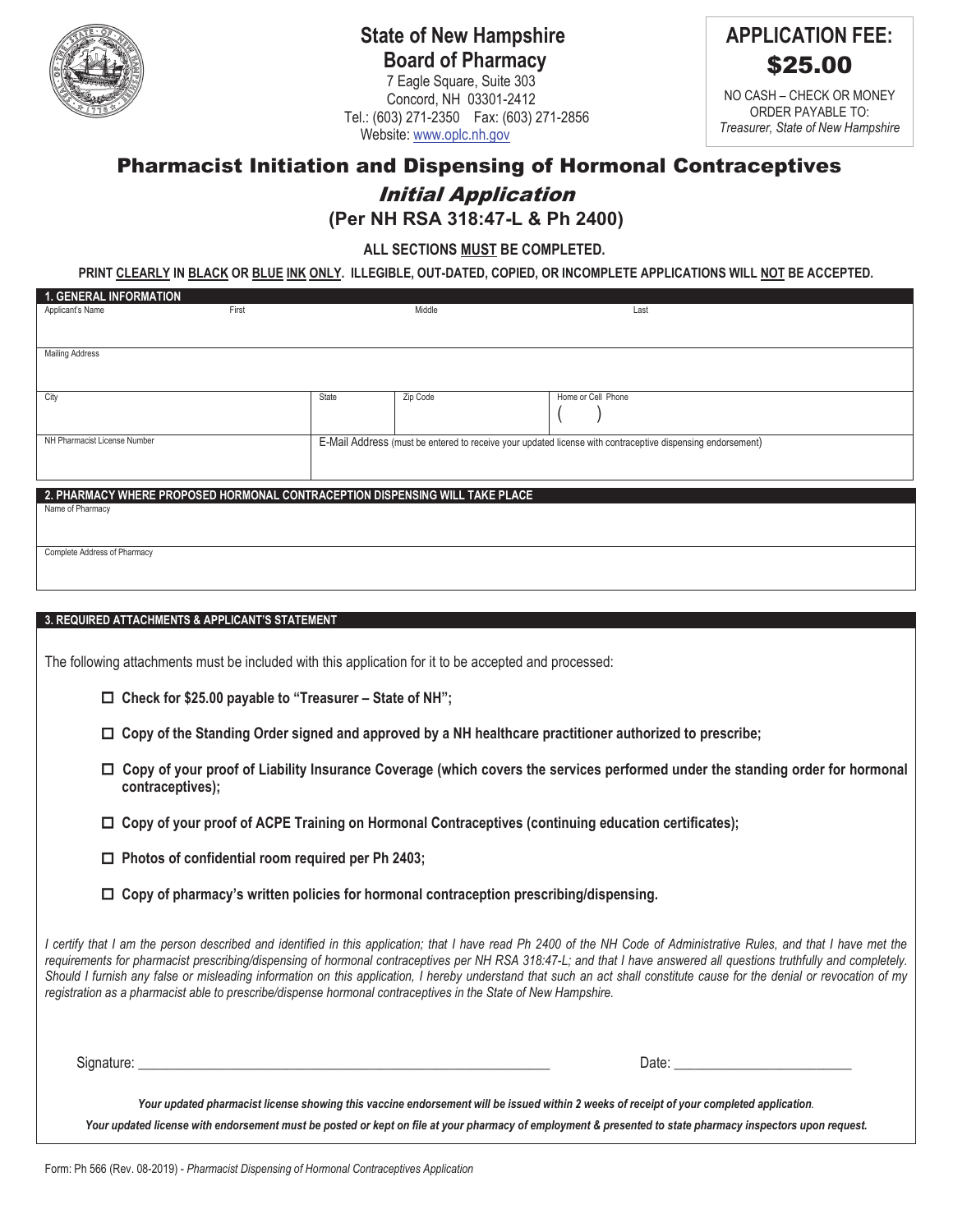**State of New Hampshire**
**Board of Pharmacy**
7 Eagle Square, Suite 303
Concord, NH 03301-2412
Tel.: (603) 271-2350 Fax: (603) 271-2856
Website: www.oplc.nh.gov

**APPLICATION FEE:**
**$25.00**
NO CASH – CHECK OR MONEY ORDER PAYABLE TO:
*Treasurer, State of New Hampshire*

# Pharmacist Initiation and Dispensing of Hormonal Contraceptives

## *Initial Application*

### (Per NH RSA 318:47-L & Ph 2400)

**ALL SECTIONS MUST BE COMPLETED.**

**PRINT CLEARLY IN BLACK OR BLUE INK ONLY. ILLEGIBLE, OUT-DATED, COPIED, OR INCOMPLETE APPLICATIONS WILL NOT BE ACCEPTED.**

### 1. GENERAL INFORMATION

| Applicant's Name First | | Middle | Last |
|---|---|---|---|
| Mailing Address | | | |
| City | State | Zip Code | Home or Cell Phone ( ) |
| NH Pharmacist License Number | E-Mail Address (must be entered to receive your updated license with contraceptive dispensing endorsement) | | |

### 2. PHARMACY WHERE PROPOSED HORMONAL CONTRACEPTION DISPENSING WILL TAKE PLACE

| |
|---|
| Name of Pharmacy |
| Complete Address of Pharmacy |

### 3. REQUIRED ATTACHMENTS & APPLICANT'S STATEMENT

The following attachments must be included with this application for it to be accepted and processed:

- ☐ **Check for $25.00 payable to "Treasurer – State of NH";**
- ☐ **Copy of the Standing Order signed and approved by a NH healthcare practitioner authorized to prescribe;**
- ☐ **Copy of your proof of Liability Insurance Coverage (which covers the services performed under the standing order for hormonal contraceptives);**
- ☐ **Copy of your proof of ACPE Training on Hormonal Contraceptives (continuing education certificates);**
- ☐ **Photos of confidential room required per Ph 2403;**
- ☐ **Copy of pharmacy's written policies for hormonal contraception prescribing/dispensing.**

*I certify that I am the person described and identified in this application; that I have read Ph 2400 of the NH Code of Administrative Rules, and that I have met the requirements for pharmacist prescribing/dispensing of hormonal contraceptives per NH RSA 318:47-L; and that I have answered all questions truthfully and completely. Should I furnish any false or misleading information on this application, I hereby understand that such an act shall constitute cause for the denial or revocation of my registration as a pharmacist able to prescribe/dispense hormonal contraceptives in the State of New Hampshire.*

Signature: ______________________________ Date: ______________________

***Your updated pharmacist license showing this vaccine endorsement will be issued within 2 weeks of receipt of your completed application.***

***Your updated license with endorsement must be posted or kept on file at your pharmacy of employment & presented to state pharmacy inspectors upon request.***

Form: Ph 566 (Rev. 08-2019) - *Pharmacist Dispensing of Hormonal Contraceptives Application*